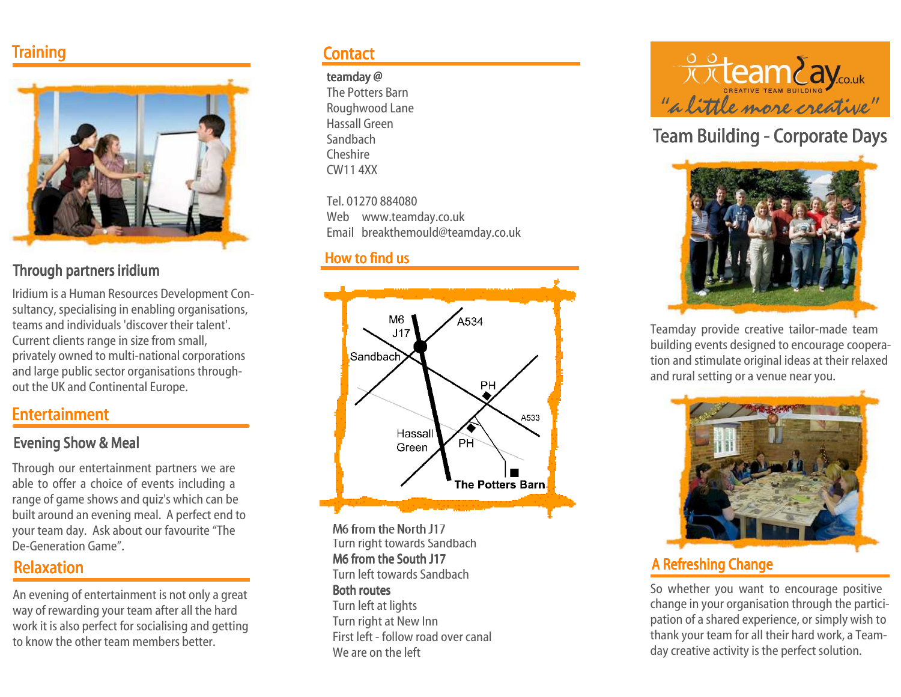## Training

### Through partners iridium

Iridium is a Human Resources Development Consultancy, specialising in enabling organisations, teams and individuals 'discover their talent'. Current clients range in size from small, privately owned to multi-national corporations and large public sector organisations throughout the UK and Continental Europe.

## Entertainment

### Evening Show & Meal

Through our entertainment partners we are able to offer a choice of events including a range of game shows and quiz's which can be built around an evening meal. A perfect end to your team day. Ask about our favourite "The De-Generation Game".

## Relaxation

An evening of entertainment is not only a great way of rewarding your team after all the hard work it is also perfect for socialising and getting to know the other team members better.

## Contact

**teamday @**
The Potters Barn
Roughwood Lane
Hassall Green
Sandbach
Cheshire
CW11 4XX

Tel. 01270 884080
Web www.teamday.co.uk
Email breakthemould@teamday.co.uk

## How to find us

**M6 from the North J17**
Turn right towards Sandbach
**M6 from the South J17**
Turn left towards Sandbach
**Both routes**
Turn left at lights
Turn right at New Inn
First left - follow road over canal
We are on the left

teamday.co.uk
CREATIVE TEAM BUILDING
"a little more creative"

# Team Building - Corporate Days

Teamday provide creative tailor-made team building events designed to encourage cooperation and stimulate original ideas at their relaxed and rural setting or a venue near you.

## A Refreshing Change

So whether you want to encourage positive change in your organisation through the participation of a shared experience, or simply wish to thank your team for all their hard work, a Teamday creative activity is the perfect solution.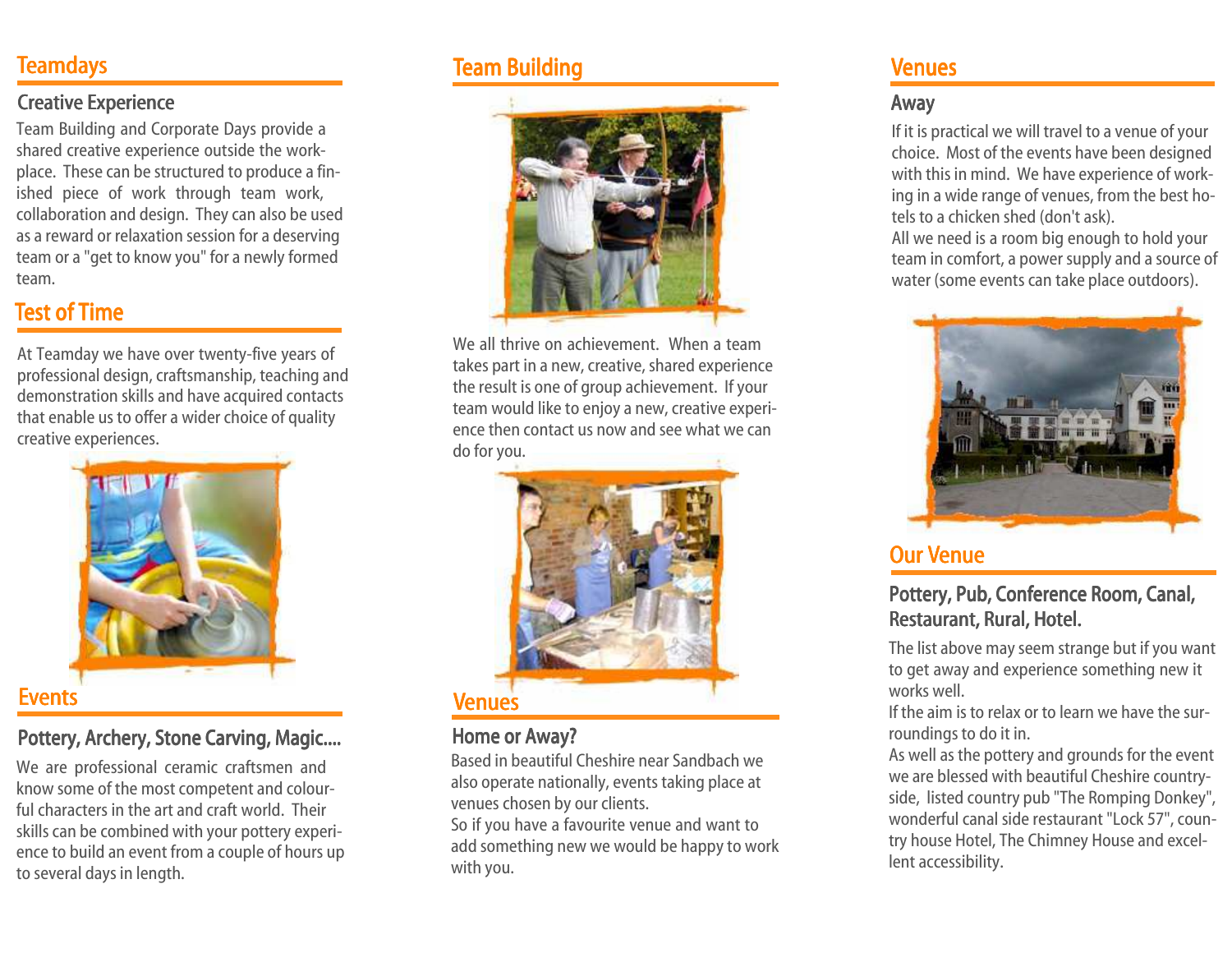## Teamdays

### Creative Experience

Team Building and Corporate Days provide a shared creative experience outside the workplace. These can be structured to produce a finished piece of work through team work, collaboration and design. They can also be used as a reward or relaxation session for a deserving team or a "get to know you" for a newly formed team.

## Test of Time

At Teamday we have over twenty-five years of professional design, craftsmanship, teaching and demonstration skills and have acquired contacts that enable us to offer a wider choice of quality creative experiences.

## Events

### Pottery, Archery, Stone Carving, Magic....

We are professional ceramic craftsmen and know some of the most competent and colourful characters in the art and craft world. Their skills can be combined with your pottery experience to build an event from a couple of hours up to several days in length.

## Team Building

We all thrive on achievement. When a team takes part in a new, creative, shared experience the result is one of group achievement. If your team would like to enjoy a new, creative experience then contact us now and see what we can do for you.

## Venues

### Home or Away?

Based in beautiful Cheshire near Sandbach we also operate nationally, events taking place at venues chosen by our clients.

So if you have a favourite venue and want to add something new we would be happy to work with you.

## Venues

### Away

If it is practical we will travel to a venue of your choice. Most of the events have been designed with this in mind. We have experience of working in a wide range of venues, from the best hotels to a chicken shed (don't ask).

All we need is a room big enough to hold your team in comfort, a power supply and a source of water (some events can take place outdoors).

## Our Venue

### Pottery, Pub, Conference Room, Canal, Restaurant, Rural, Hotel.

The list above may seem strange but if you want to get away and experience something new it works well.

If the aim is to relax or to learn we have the surroundings to do it in.

As well as the pottery and grounds for the event we are blessed with beautiful Cheshire countryside, listed country pub "The Romping Donkey", wonderful canal side restaurant "Lock 57", country house Hotel, The Chimney House and excellent accessibility.